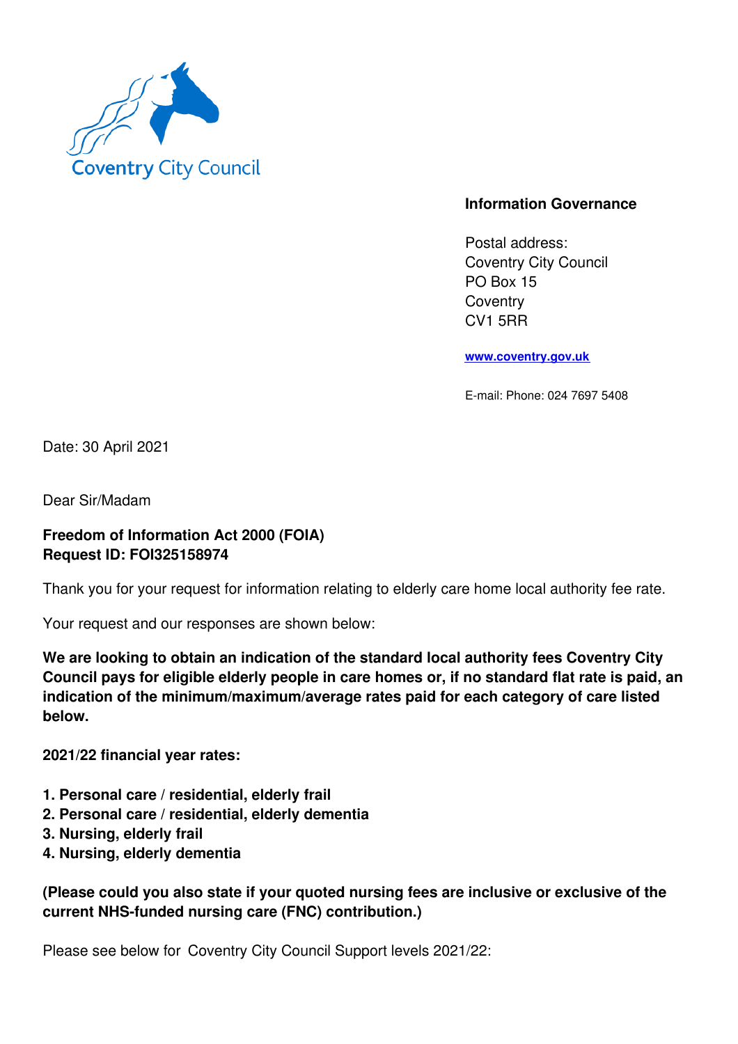Coventry City Council

**Information Governance**

Postal address:
Coventry City Council
PO Box 15
Coventry
CV1 5RR

www.coventry.gov.uk

E-mail: Phone: 024 7697 5408

Date: 30 April 2021

Dear Sir/Madam

**Freedom of Information Act 2000 (FOIA)**
**Request ID: FOI325158974**

Thank you for your request for information relating to elderly care home local authority fee rate.

Your request and our responses are shown below:

**We are looking to obtain an indication of the standard local authority fees Coventry City Council pays for eligible elderly people in care homes or, if no standard flat rate is paid, an indication of the minimum/maximum/average rates paid for each category of care listed below.**

**2021/22 financial year rates:**

1. **Personal care / residential, elderly frail**
2. **Personal care / residential, elderly dementia**
3. **Nursing, elderly frail**
4. **Nursing, elderly dementia**

**(Please could you also state if your quoted nursing fees are inclusive or exclusive of the current NHS-funded nursing care (FNC) contribution.)**

Please see below for Coventry City Council Support levels 2021/22: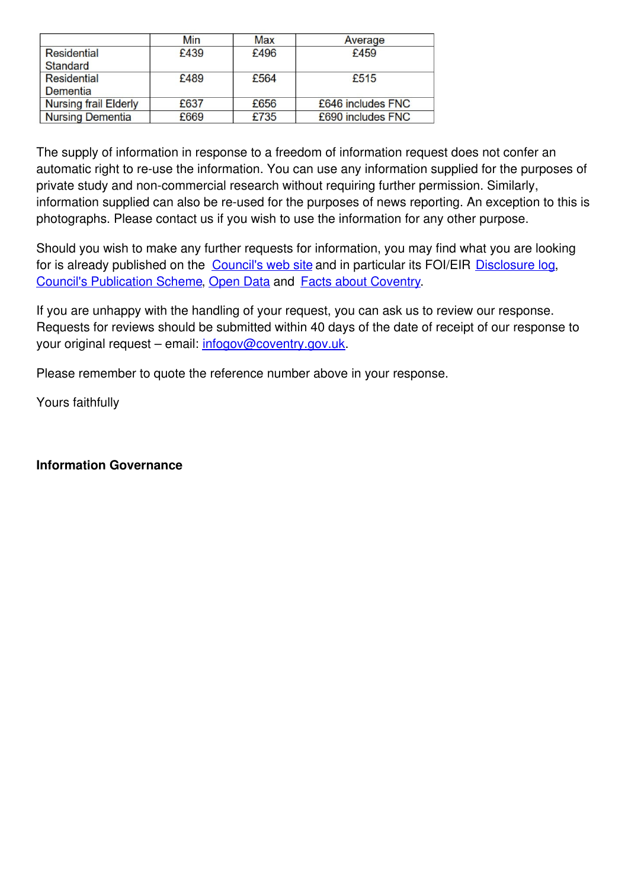| | Min | Max | Average |
|---|---|---|---|
| Residential Standard | £439 | £496 | £459 |
| Residential Dementia | £489 | £564 | £515 |
| Nursing frail Elderly | £637 | £656 | £646 includes FNC |
| Nursing Dementia | £669 | £735 | £690 includes FNC |

The supply of information in response to a freedom of information request does not confer an automatic right to re-use the information. You can use any information supplied for the purposes of private study and non-commercial research without requiring further permission. Similarly, information supplied can also be re-used for the purposes of news reporting. An exception to this is photographs. Please contact us if you wish to use the information for any other purpose.

Should you wish to make any further requests for information, you may find what you are looking for is already published on the Council's web site and in particular its FOI/EIR Disclosure log, Council's Publication Scheme, Open Data and Facts about Coventry.

If you are unhappy with the handling of your request, you can ask us to review our response. Requests for reviews should be submitted within 40 days of the date of receipt of our response to your original request – email: infogov@coventry.gov.uk.

Please remember to quote the reference number above in your response.

Yours faithfully

**Information Governance**